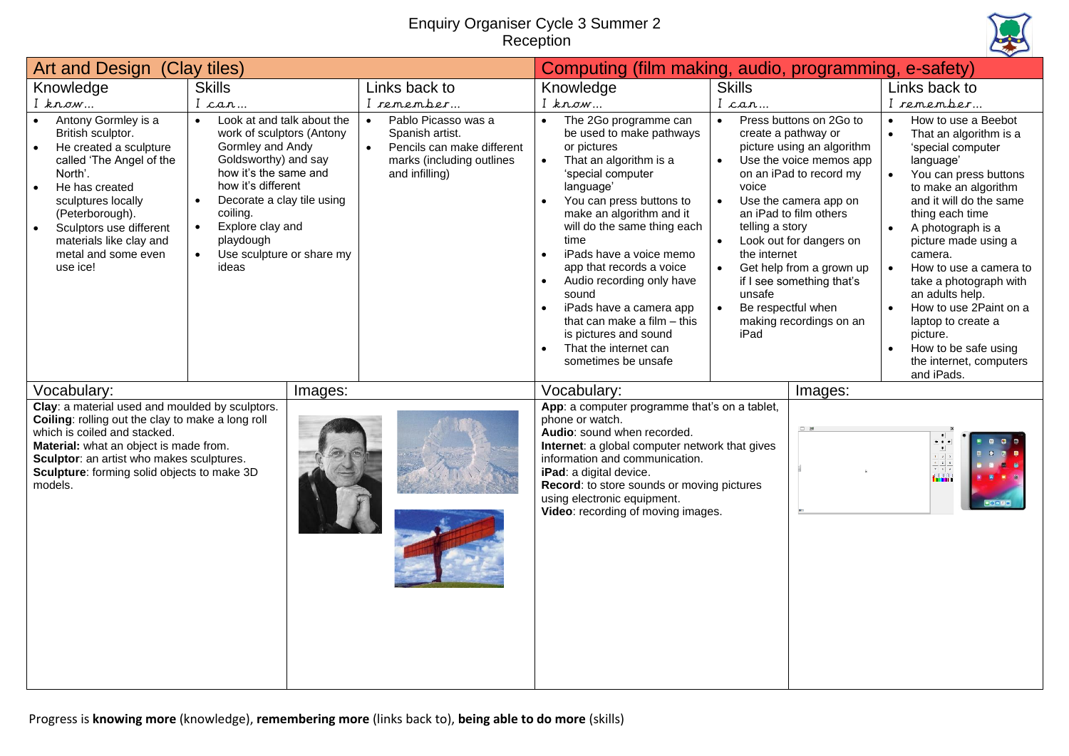# Enquiry Organiser Cycle 3 Summer 2
Reception

## Art and Design (Clay tiles)

| Knowledge<br>I know… | Skills<br>I can… | Links back to<br>I remember… |
|---|---|---|
| • Antony Gormley is a British sculptor.<br>• He created a sculpture called 'The Angel of the North'.<br>• He has created sculptures locally (Peterborough).<br>• Sculptors use different materials like clay and metal and some even use ice! | • Look at and talk about the work of sculptors (Antony Gormley and Andy Goldsworthy) and say how it's the same and how it's different<br>• Decorate a clay tile using coiling.<br>• Explore clay and playdough<br>• Use sculpture or share my ideas | • Pablo Picasso was a Spanish artist.<br>• Pencils can make different marks (including outlines and infilling) |

### Vocabulary:

**Clay**: a material used and moulded by sculptors.
**Coiling**: rolling out the clay to make a long roll which is coiled and stacked.
**Material:** what an object is made from.
**Sculptor**: an artist who makes sculptures.
**Sculpture**: forming solid objects to make 3D models.

### Images:

## Computing (film making, audio, programming, e-safety)

| Knowledge<br>I know… | Skills<br>I can… | Links back to<br>I remember… |
|---|---|---|
| • The 2Go programme can be used to make pathways or pictures<br>• That an algorithm is a 'special computer language'<br>• You can press buttons to make an algorithm and it will do the same thing each time<br>• iPads have a voice memo app that records a voice<br>• Audio recording only have sound<br>• iPads have a camera app that can make a film – this is pictures and sound<br>• That the internet can sometimes be unsafe | • Press buttons on 2Go to create a pathway or picture using an algorithm<br>• Use the voice memos app on an iPad to record my voice<br>• Use the camera app on an iPad to film others telling a story<br>• Look out for dangers on the internet<br>• Get help from a grown up if I see something that's unsafe<br>• Be respectful when making recordings on an iPad | • How to use a Beebot<br>• That an algorithm is a 'special computer language'<br>• You can press buttons to make an algorithm and it will do the same thing each time<br>• A photograph is a picture made using a camera.<br>• How to use a camera to take a photograph with an adults help.<br>• How to use 2Paint on a laptop to create a picture.<br>• How to be safe using the internet, computers and iPads. |

### Vocabulary:

**App**: a computer programme that's on a tablet, phone or watch.
**Audio**: sound when recorded.
**Internet**: a global computer network that gives information and communication.
**iPad**: a digital device.
**Record**: to store sounds or moving pictures using electronic equipment.
**Video**: recording of moving images.

### Images:

Progress is **knowing more** (knowledge), **remembering more** (links back to), **being able to do more** (skills)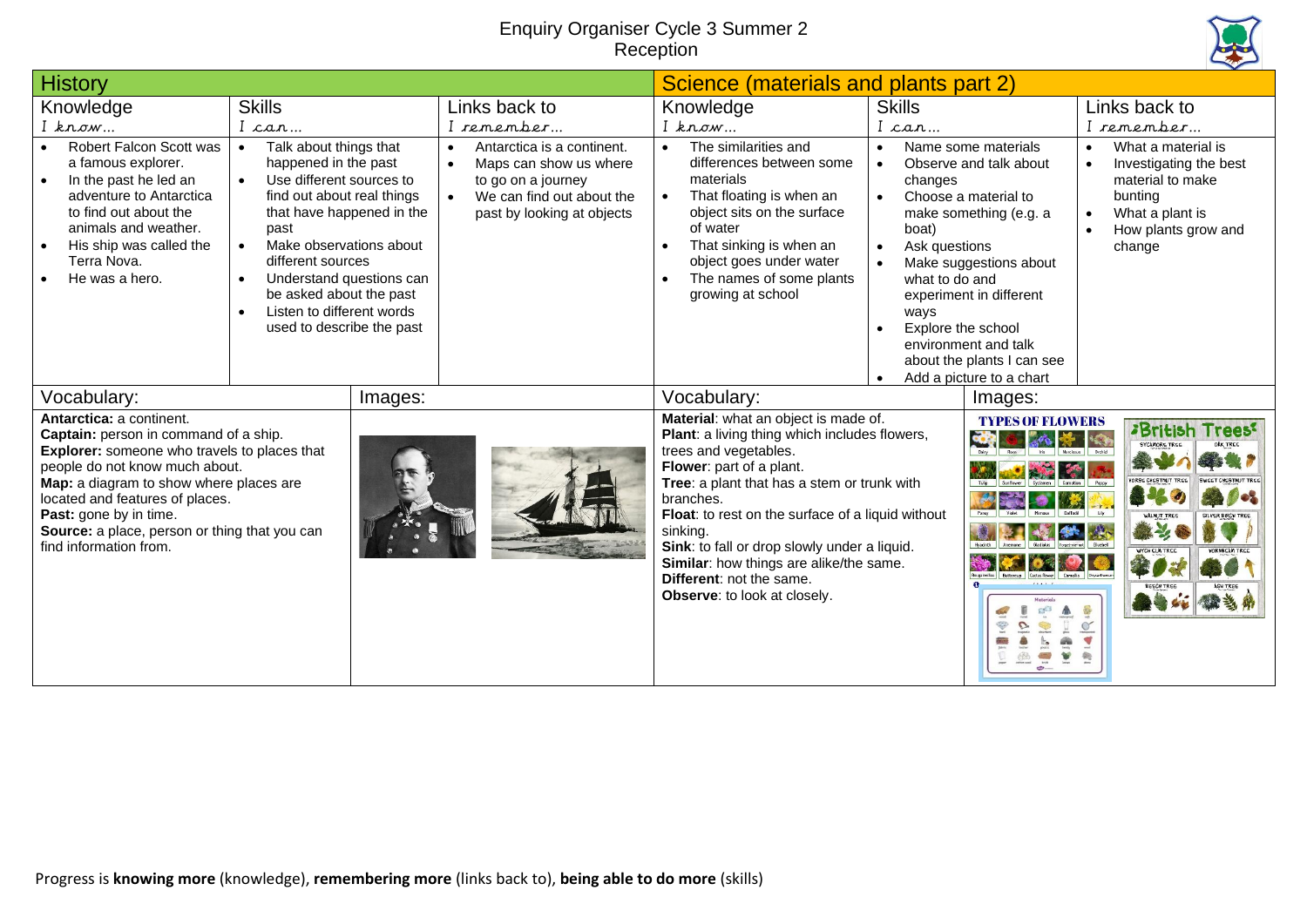# Enquiry Organiser Cycle 3 Summer 2
## Reception

## History

| Knowledge<br>I know… | Skills<br>I can… | Links back to<br>I remember… |
|---|---|---|
| • Robert Falcon Scott was a famous explorer.<br>• In the past he led an adventure to Antarctica to find out about the animals and weather.<br>• His ship was called the Terra Nova.<br>• He was a hero. | • Talk about things that happened in the past<br>• Use different sources to find out about real things that have happened in the past<br>• Make observations about different sources<br>• Understand questions can be asked about the past<br>• Listen to different words used to describe the past | • Antarctica is a continent.<br>• Maps can show us where to go on a journey<br>• We can find out about the past by looking at objects |

**Vocabulary:**

**Antarctica:** a continent.
**Captain:** person in command of a ship.
**Explorer:** someone who travels to places that people do not know much about.
**Map:** a diagram to show where places are located and features of places.
**Past:** gone by in time.
**Source:** a place, person or thing that you can find information from.

**Images:**

## Science (materials and plants part 2)

| Knowledge<br>I know… | Skills<br>I can… | Links back to<br>I remember… |
|---|---|---|
| • The similarities and differences between some materials<br>• That floating is when an object sits on the surface of water<br>• That sinking is when an object goes under water<br>• The names of some plants growing at school | • Name some materials<br>• Observe and talk about changes<br>• Choose a material to make something (e.g. a boat)<br>• Ask questions<br>• Make suggestions about what to do and experiment in different ways<br>• Explore the school environment and talk about the plants I can see<br>• Add a picture to a chart | • What a material is<br>• Investigating the best material to make bunting<br>• What a plant is<br>• How plants grow and change |

**Vocabulary:**

**Material**: what an object is made of.
**Plant**: a living thing which includes flowers, trees and vegetables.
**Flower**: part of a plant.
**Tree**: a plant that has a stem or trunk with branches.
**Float**: to rest on the surface of a liquid without sinking.
**Sink**: to fall or drop slowly under a liquid.
**Similar**: how things are alike/the same.
**Different**: not the same.
**Observe**: to look at closely.

**Images:**

Progress is **knowing more** (knowledge), **remembering more** (links back to), **being able to do more** (skills)